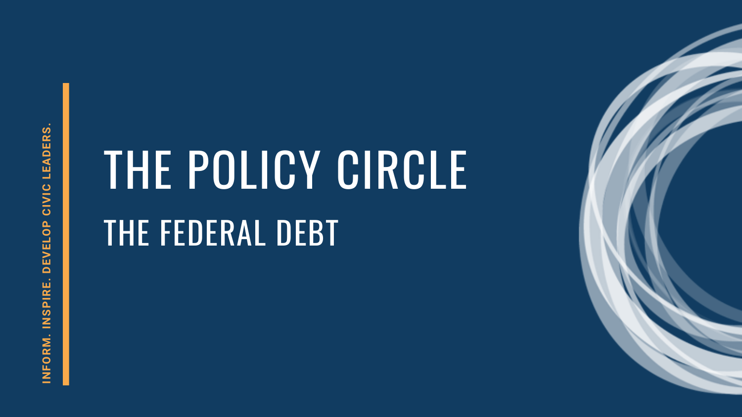INFORM. INSPIRE. DEVELOP CIVIC LEADERS.

# THE POLICY CIRCLE

## THE FEDERAL DEBT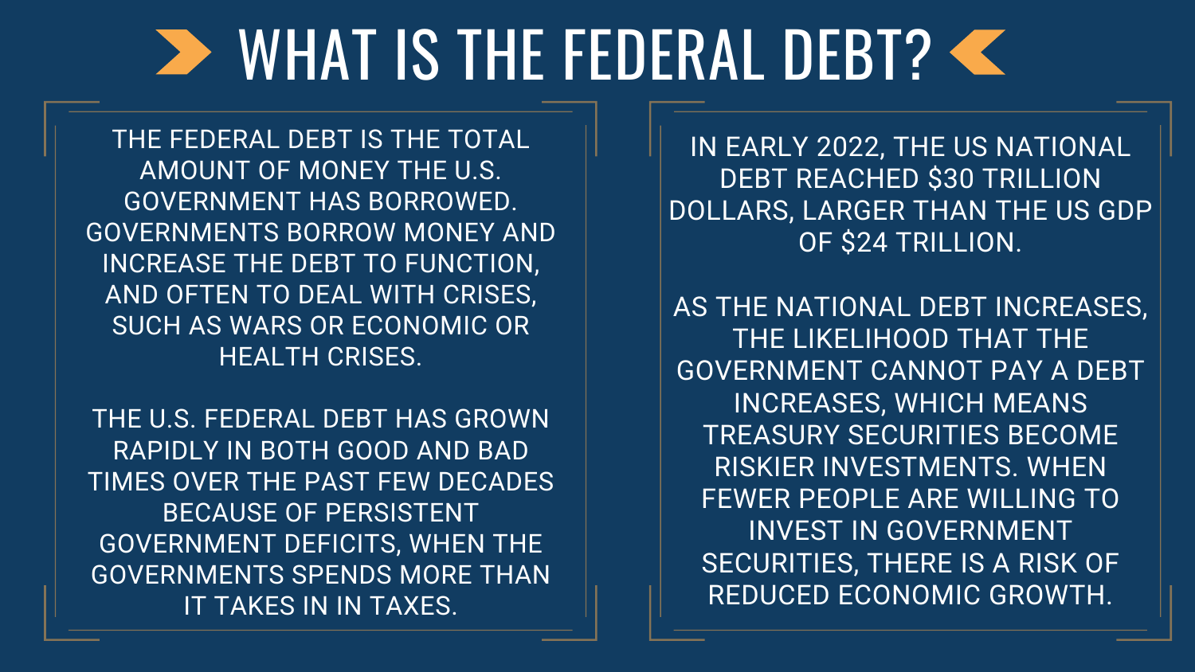# WHAT IS THE FEDERAL DEBT?

THE FEDERAL DEBT IS THE TOTAL AMOUNT OF MONEY THE U.S. GOVERNMENT HAS BORROWED. GOVERNMENTS BORROW MONEY AND INCREASE THE DEBT TO FUNCTION, AND OFTEN TO DEAL WITH CRISES, SUCH AS WARS OR ECONOMIC OR HEALTH CRISES.

THE U.S. FEDERAL DEBT HAS GROWN RAPIDLY IN BOTH GOOD AND BAD TIMES OVER THE PAST FEW DECADES BECAUSE OF PERSISTENT GOVERNMENT DEFICITS, WHEN THE GOVERNMENTS SPENDS MORE THAN IT TAKES IN IN TAXES.

IN EARLY 2022, THE US NATIONAL DEBT REACHED $30 TRILLION DOLLARS, LARGER THAN THE US GDP OF $24 TRILLION.

AS THE NATIONAL DEBT INCREASES, THE LIKELIHOOD THAT THE GOVERNMENT CANNOT PAY A DEBT INCREASES, WHICH MEANS TREASURY SECURITIES BECOME RISKIER INVESTMENTS. WHEN FEWER PEOPLE ARE WILLING TO INVEST IN GOVERNMENT SECURITIES, THERE IS A RISK OF REDUCED ECONOMIC GROWTH.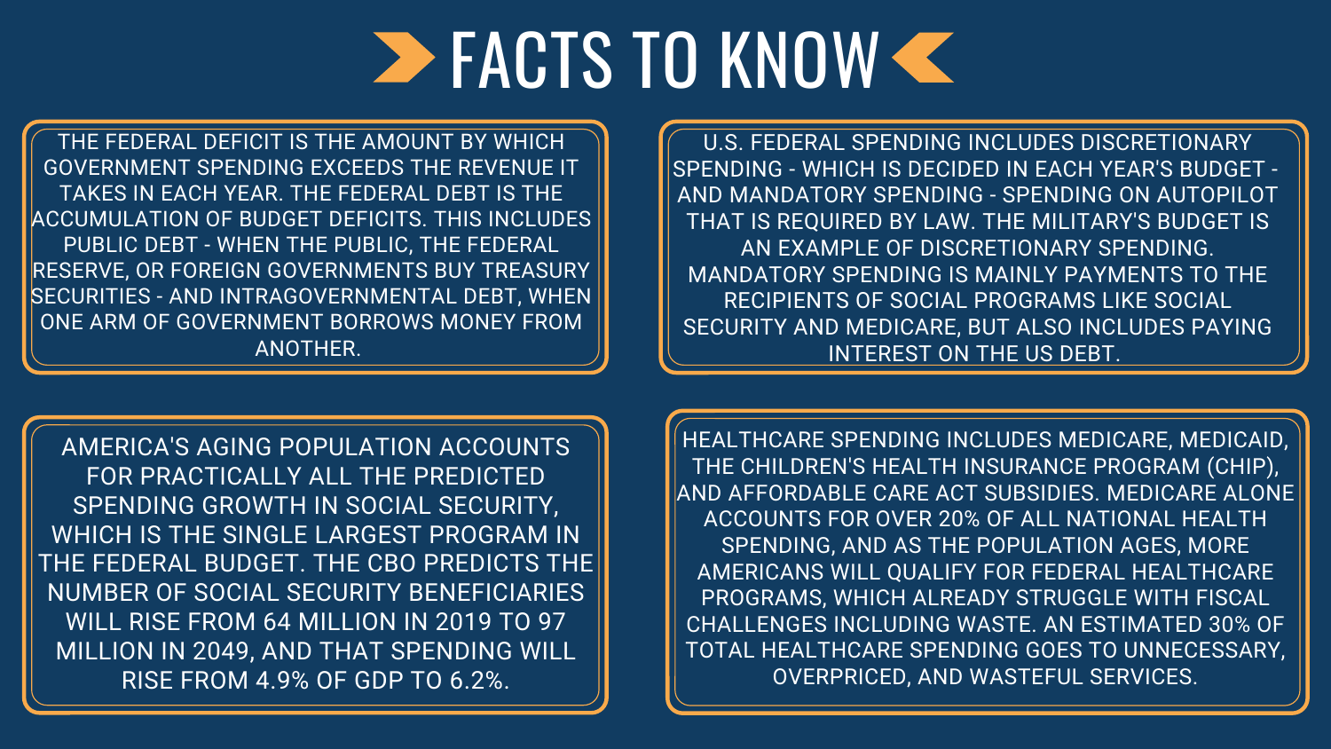# FACTS TO KNOW

THE FEDERAL DEFICIT IS THE AMOUNT BY WHICH GOVERNMENT SPENDING EXCEEDS THE REVENUE IT TAKES IN EACH YEAR. THE FEDERAL DEBT IS THE ACCUMULATION OF BUDGET DEFICITS. THIS INCLUDES PUBLIC DEBT - WHEN THE PUBLIC, THE FEDERAL RESERVE, OR FOREIGN GOVERNMENTS BUY TREASURY SECURITIES - AND INTRAGOVERNMENTAL DEBT, WHEN ONE ARM OF GOVERNMENT BORROWS MONEY FROM ANOTHER.

U.S. FEDERAL SPENDING INCLUDES DISCRETIONARY SPENDING - WHICH IS DECIDED IN EACH YEAR'S BUDGET - AND MANDATORY SPENDING - SPENDING ON AUTOPILOT THAT IS REQUIRED BY LAW. THE MILITARY'S BUDGET IS AN EXAMPLE OF DISCRETIONARY SPENDING. MANDATORY SPENDING IS MAINLY PAYMENTS TO THE RECIPIENTS OF SOCIAL PROGRAMS LIKE SOCIAL SECURITY AND MEDICARE, BUT ALSO INCLUDES PAYING INTEREST ON THE US DEBT.

AMERICA'S AGING POPULATION ACCOUNTS FOR PRACTICALLY ALL THE PREDICTED SPENDING GROWTH IN SOCIAL SECURITY, WHICH IS THE SINGLE LARGEST PROGRAM IN THE FEDERAL BUDGET. THE CBO PREDICTS THE NUMBER OF SOCIAL SECURITY BENEFICIARIES WILL RISE FROM 64 MILLION IN 2019 TO 97 MILLION IN 2049, AND THAT SPENDING WILL RISE FROM 4.9% OF GDP TO 6.2%.

HEALTHCARE SPENDING INCLUDES MEDICARE, MEDICAID, THE CHILDREN'S HEALTH INSURANCE PROGRAM (CHIP), AND AFFORDABLE CARE ACT SUBSIDIES. MEDICARE ALONE ACCOUNTS FOR OVER 20% OF ALL NATIONAL HEALTH SPENDING, AND AS THE POPULATION AGES, MORE AMERICANS WILL QUALIFY FOR FEDERAL HEALTHCARE PROGRAMS, WHICH ALREADY STRUGGLE WITH FISCAL CHALLENGES INCLUDING WASTE. AN ESTIMATED 30% OF TOTAL HEALTHCARE SPENDING GOES TO UNNECESSARY, OVERPRICED, AND WASTEFUL SERVICES.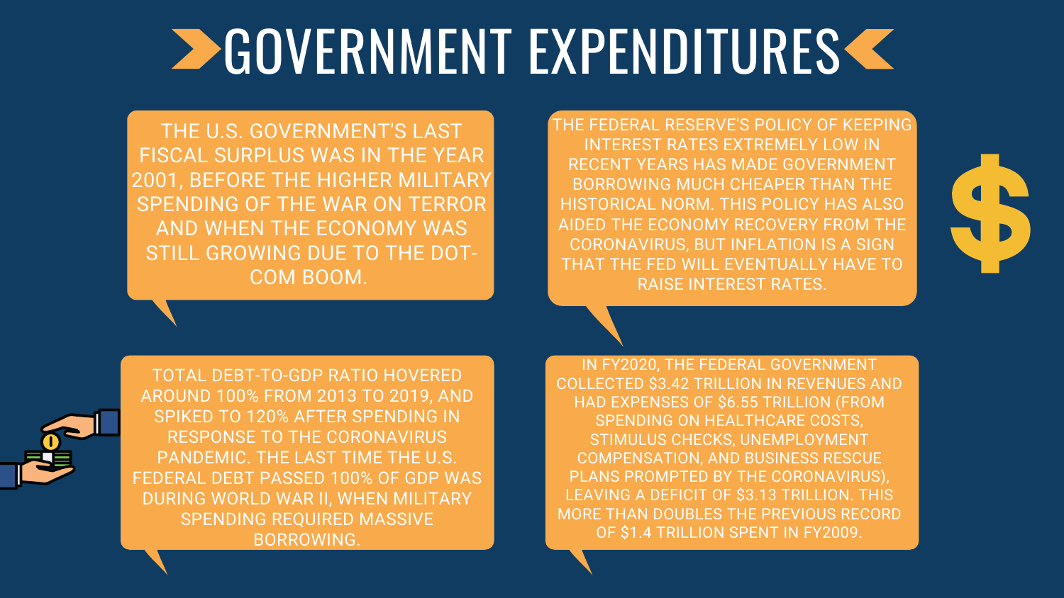# GOVERNMENT EXPENDITURES

THE U.S. GOVERNMENT'S LAST FISCAL SURPLUS WAS IN THE YEAR 2001, BEFORE THE HIGHER MILITARY SPENDING OF THE WAR ON TERROR AND WHEN THE ECONOMY WAS STILL GROWING DUE TO THE DOT-COM BOOM.

THE FEDERAL RESERVE'S POLICY OF KEEPING INTEREST RATES EXTREMELY LOW IN RECENT YEARS HAS MADE GOVERNMENT BORROWING MUCH CHEAPER THAN THE HISTORICAL NORM. THIS POLICY HAS ALSO AIDED THE ECONOMY RECOVERY FROM THE CORONAVIRUS, BUT INFLATION IS A SIGN THAT THE FED WILL EVENTUALLY HAVE TO RAISE INTEREST RATES.

TOTAL DEBT-TO-GDP RATIO HOVERED AROUND 100% FROM 2013 TO 2019, AND SPIKED TO 120% AFTER SPENDING IN RESPONSE TO THE CORONAVIRUS PANDEMIC. THE LAST TIME THE U.S. FEDERAL DEBT PASSED 100% OF GDP WAS DURING WORLD WAR II, WHEN MILITARY SPENDING REQUIRED MASSIVE BORROWING.

IN FY2020, THE FEDERAL GOVERNMENT COLLECTED $3.42 TRILLION IN REVENUES AND HAD EXPENSES OF $6.55 TRILLION (FROM SPENDING ON HEALTHCARE COSTS, STIMULUS CHECKS, UNEMPLOYMENT COMPENSATION, AND BUSINESS RESCUE PLANS PROMPTED BY THE CORONAVIRUS), LEAVING A DEFICIT OF $3.13 TRILLION. THIS MORE THAN DOUBLES THE PREVIOUS RECORD OF $1.4 TRILLION SPENT IN FY2009.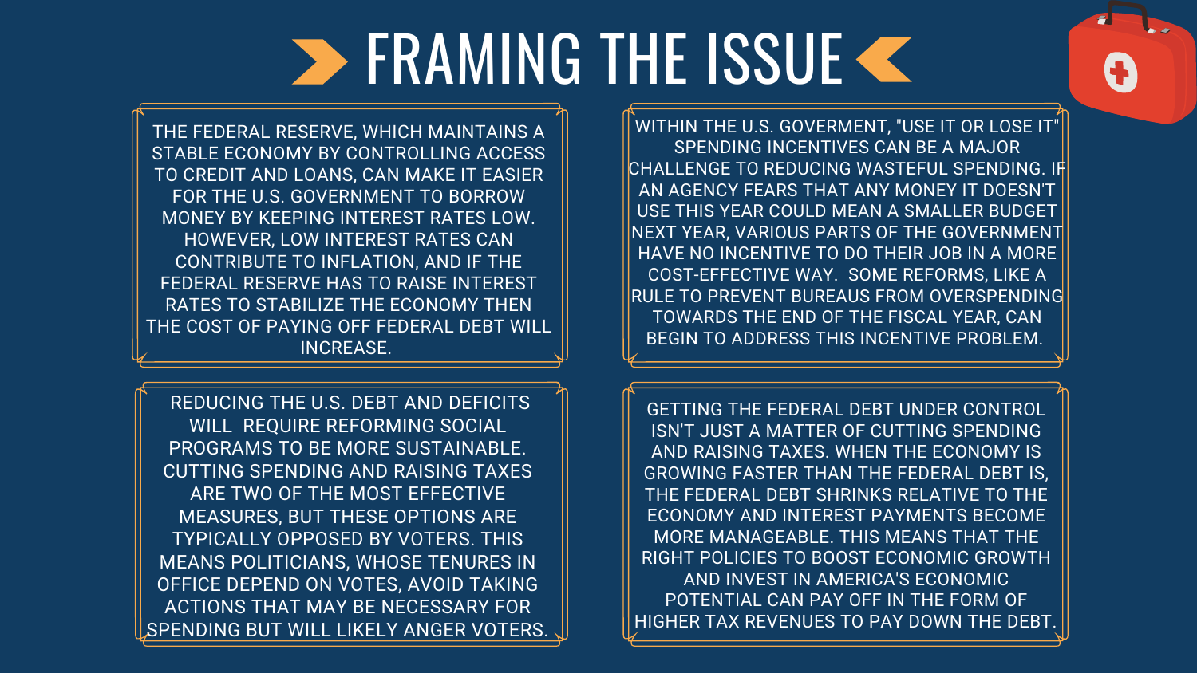# FRAMING THE ISSUE

THE FEDERAL RESERVE, WHICH MAINTAINS A STABLE ECONOMY BY CONTROLLING ACCESS TO CREDIT AND LOANS, CAN MAKE IT EASIER FOR THE U.S. GOVERNMENT TO BORROW MONEY BY KEEPING INTEREST RATES LOW. HOWEVER, LOW INTEREST RATES CAN CONTRIBUTE TO INFLATION, AND IF THE FEDERAL RESERVE HAS TO RAISE INTEREST RATES TO STABILIZE THE ECONOMY THEN THE COST OF PAYING OFF FEDERAL DEBT WILL INCREASE.

WITHIN THE U.S. GOVERMENT, "USE IT OR LOSE IT" SPENDING INCENTIVES CAN BE A MAJOR CHALLENGE TO REDUCING WASTEFUL SPENDING. IF AN AGENCY FEARS THAT ANY MONEY IT DOESN'T USE THIS YEAR COULD MEAN A SMALLER BUDGET NEXT YEAR, VARIOUS PARTS OF THE GOVERNMENT HAVE NO INCENTIVE TO DO THEIR JOB IN A MORE COST-EFFECTIVE WAY. SOME REFORMS, LIKE A RULE TO PREVENT BUREAUS FROM OVERSPENDING TOWARDS THE END OF THE FISCAL YEAR, CAN BEGIN TO ADDRESS THIS INCENTIVE PROBLEM.

REDUCING THE U.S. DEBT AND DEFICITS WILL REQUIRE REFORMING SOCIAL PROGRAMS TO BE MORE SUSTAINABLE. CUTTING SPENDING AND RAISING TAXES ARE TWO OF THE MOST EFFECTIVE MEASURES, BUT THESE OPTIONS ARE TYPICALLY OPPOSED BY VOTERS. THIS MEANS POLITICIANS, WHOSE TENURES IN OFFICE DEPEND ON VOTES, AVOID TAKING ACTIONS THAT MAY BE NECESSARY FOR SPENDING BUT WILL LIKELY ANGER VOTERS.

GETTING THE FEDERAL DEBT UNDER CONTROL ISN'T JUST A MATTER OF CUTTING SPENDING AND RAISING TAXES. WHEN THE ECONOMY IS GROWING FASTER THAN THE FEDERAL DEBT IS, THE FEDERAL DEBT SHRINKS RELATIVE TO THE ECONOMY AND INTEREST PAYMENTS BECOME MORE MANAGEABLE. THIS MEANS THAT THE RIGHT POLICIES TO BOOST ECONOMIC GROWTH AND INVEST IN AMERICA'S ECONOMIC POTENTIAL CAN PAY OFF IN THE FORM OF HIGHER TAX REVENUES TO PAY DOWN THE DEBT.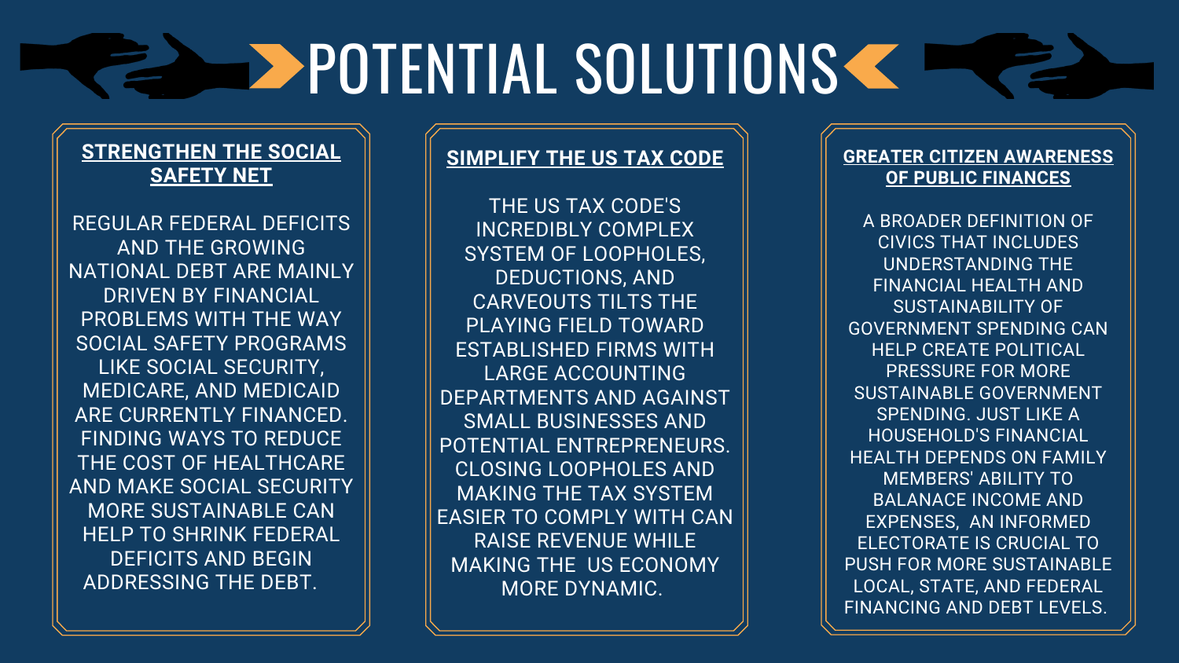# POTENTIAL SOLUTIONS

## STRENGTHEN THE SOCIAL SAFETY NET

REGULAR FEDERAL DEFICITS AND THE GROWING NATIONAL DEBT ARE MAINLY DRIVEN BY FINANCIAL PROBLEMS WITH THE WAY SOCIAL SAFETY PROGRAMS LIKE SOCIAL SECURITY, MEDICARE, AND MEDICAID ARE CURRENTLY FINANCED. FINDING WAYS TO REDUCE THE COST OF HEALTHCARE AND MAKE SOCIAL SECURITY MORE SUSTAINABLE CAN HELP TO SHRINK FEDERAL DEFICITS AND BEGIN ADDRESSING THE DEBT.

## SIMPLIFY THE US TAX CODE

THE US TAX CODE'S INCREDIBLY COMPLEX SYSTEM OF LOOPHOLES, DEDUCTIONS, AND CARVEOUTS TILTS THE PLAYING FIELD TOWARD ESTABLISHED FIRMS WITH LARGE ACCOUNTING DEPARTMENTS AND AGAINST SMALL BUSINESSES AND POTENTIAL ENTREPRENEURS. CLOSING LOOPHOLES AND MAKING THE TAX SYSTEM EASIER TO COMPLY WITH CAN RAISE REVENUE WHILE MAKING THE US ECONOMY MORE DYNAMIC.

## GREATER CITIZEN AWARENESS OF PUBLIC FINANCES

A BROADER DEFINITION OF CIVICS THAT INCLUDES UNDERSTANDING THE FINANCIAL HEALTH AND SUSTAINABILITY OF GOVERNMENT SPENDING CAN HELP CREATE POLITICAL PRESSURE FOR MORE SUSTAINABLE GOVERNMENT SPENDING. JUST LIKE A HOUSEHOLD'S FINANCIAL HEALTH DEPENDS ON FAMILY MEMBERS' ABILITY TO BALANACE INCOME AND EXPENSES, AN INFORMED ELECTORATE IS CRUCIAL TO PUSH FOR MORE SUSTAINABLE LOCAL, STATE, AND FEDERAL FINANCING AND DEBT LEVELS.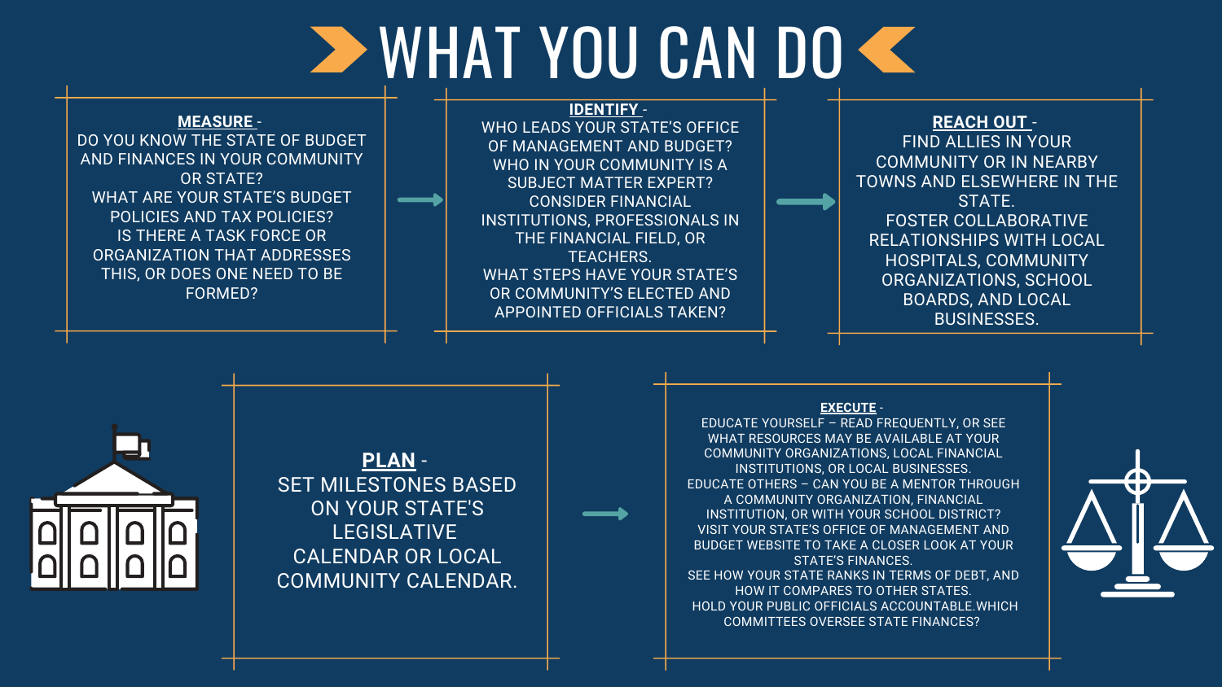# WHAT YOU CAN DO

**MEASURE** -
DO YOU KNOW THE STATE OF BUDGET AND FINANCES IN YOUR COMMUNITY OR STATE?
WHAT ARE YOUR STATE'S BUDGET POLICIES AND TAX POLICIES?
IS THERE A TASK FORCE OR ORGANIZATION THAT ADDRESSES THIS, OR DOES ONE NEED TO BE FORMED?

**IDENTIFY** -
WHO LEADS YOUR STATE'S OFFICE OF MANAGEMENT AND BUDGET?
WHO IN YOUR COMMUNITY IS A SUBJECT MATTER EXPERT?
CONSIDER FINANCIAL INSTITUTIONS, PROFESSIONALS IN THE FINANCIAL FIELD, OR TEACHERS.
WHAT STEPS HAVE YOUR STATE'S OR COMMUNITY'S ELECTED AND APPOINTED OFFICIALS TAKEN?

**REACH OUT** -
FIND ALLIES IN YOUR COMMUNITY OR IN NEARBY TOWNS AND ELSEWHERE IN THE STATE.
FOSTER COLLABORATIVE RELATIONSHIPS WITH LOCAL HOSPITALS, COMMUNITY ORGANIZATIONS, SCHOOL BOARDS, AND LOCAL BUSINESSES.

**PLAN** -
SET MILESTONES BASED ON YOUR STATE'S LEGISLATIVE CALENDAR OR LOCAL COMMUNITY CALENDAR.

**EXECUTE** -
EDUCATE YOURSELF – READ FREQUENTLY, OR SEE WHAT RESOURCES MAY BE AVAILABLE AT YOUR COMMUNITY ORGANIZATIONS, LOCAL FINANCIAL INSTITUTIONS, OR LOCAL BUSINESSES.
EDUCATE OTHERS – CAN YOU BE A MENTOR THROUGH A COMMUNITY ORGANIZATION, FINANCIAL INSTITUTION, OR WITH YOUR SCHOOL DISTRICT?
VISIT YOUR STATE'S OFFICE OF MANAGEMENT AND BUDGET WEBSITE TO TAKE A CLOSER LOOK AT YOUR STATE'S FINANCES.
SEE HOW YOUR STATE RANKS IN TERMS OF DEBT, AND HOW IT COMPARES TO OTHER STATES.
HOLD YOUR PUBLIC OFFICIALS ACCOUNTABLE.WHICH COMMITTEES OVERSEE STATE FINANCES?